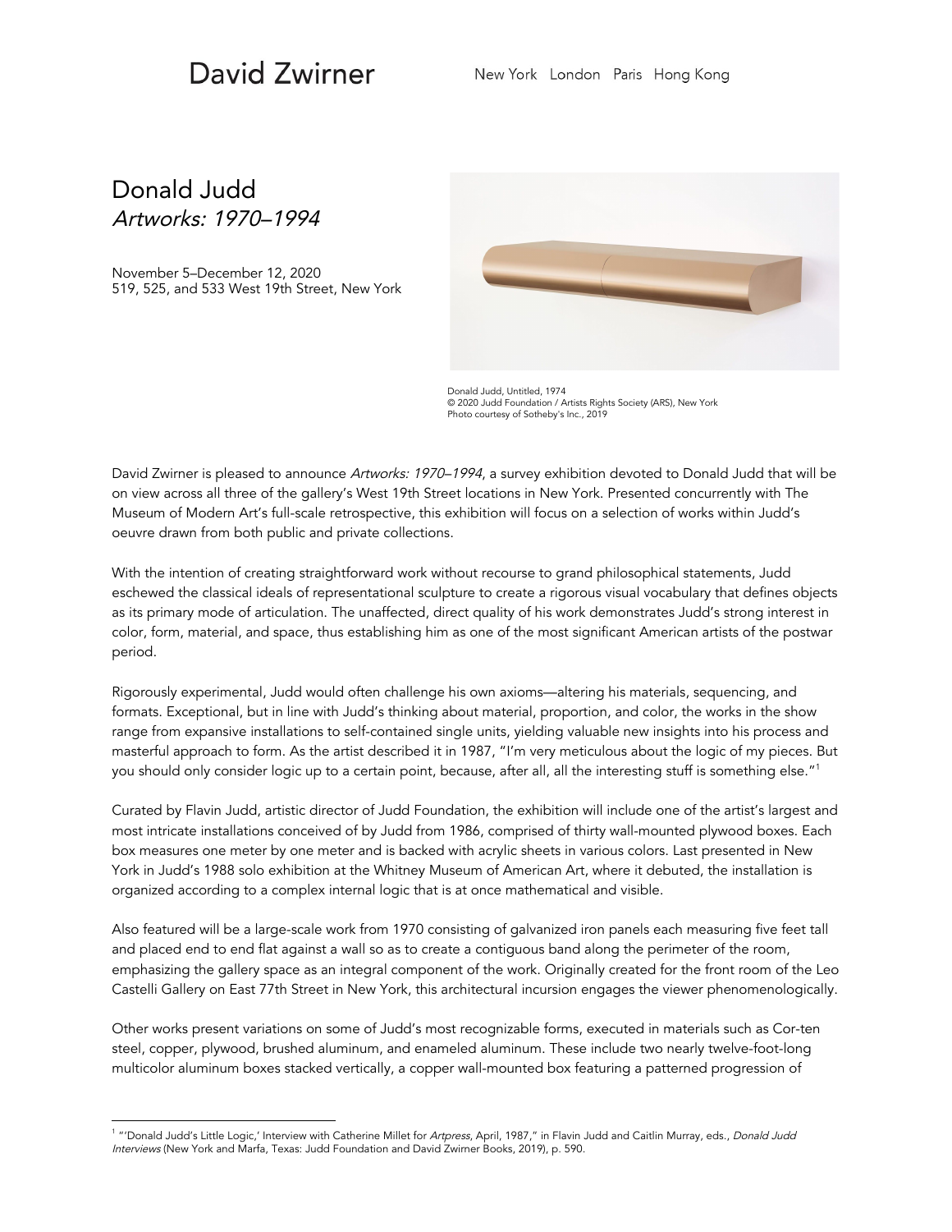David Zwirner

New York London Paris Hong Kong

# Donald Judd

## *Artworks: 1970–1994*

November 5–December 12, 2020
519, 525, and 533 West 19th Street, New York

Donald Judd, Untitled, 1974
© 2020 Judd Foundation / Artists Rights Society (ARS), New York
Photo courtesy of Sotheby's Inc., 2019

David Zwirner is pleased to announce *Artworks: 1970–1994*, a survey exhibition devoted to Donald Judd that will be on view across all three of the gallery's West 19th Street locations in New York. Presented concurrently with The Museum of Modern Art's full-scale retrospective, this exhibition will focus on a selection of works within Judd's oeuvre drawn from both public and private collections.

With the intention of creating straightforward work without recourse to grand philosophical statements, Judd eschewed the classical ideals of representational sculpture to create a rigorous visual vocabulary that defines objects as its primary mode of articulation. The unaffected, direct quality of his work demonstrates Judd's strong interest in color, form, material, and space, thus establishing him as one of the most significant American artists of the postwar period.

Rigorously experimental, Judd would often challenge his own axioms—altering his materials, sequencing, and formats. Exceptional, but in line with Judd's thinking about material, proportion, and color, the works in the show range from expansive installations to self-contained single units, yielding valuable new insights into his process and masterful approach to form. As the artist described it in 1987, "I'm very meticulous about the logic of my pieces. But you should only consider logic up to a certain point, because, after all, all the interesting stuff is something else."[1]

Curated by Flavin Judd, artistic director of Judd Foundation, the exhibition will include one of the artist's largest and most intricate installations conceived of by Judd from 1986, comprised of thirty wall-mounted plywood boxes. Each box measures one meter by one meter and is backed with acrylic sheets in various colors. Last presented in New York in Judd's 1988 solo exhibition at the Whitney Museum of American Art, where it debuted, the installation is organized according to a complex internal logic that is at once mathematical and visible.

Also featured will be a large-scale work from 1970 consisting of galvanized iron panels each measuring five feet tall and placed end to end flat against a wall so as to create a contiguous band along the perimeter of the room, emphasizing the gallery space as an integral component of the work. Originally created for the front room of the Leo Castelli Gallery on East 77th Street in New York, this architectural incursion engages the viewer phenomenologically.

Other works present variations on some of Judd's most recognizable forms, executed in materials such as Cor-ten steel, copper, plywood, brushed aluminum, and enameled aluminum. These include two nearly twelve-foot-long multicolor aluminum boxes stacked vertically, a copper wall-mounted box featuring a patterned progression of

---

[1] "'Donald Judd's Little Logic,' Interview with Catherine Millet for *Artpress*, April, 1987," in Flavin Judd and Caitlin Murray, eds., *Donald Judd Interviews* (New York and Marfa, Texas: Judd Foundation and David Zwirner Books, 2019), p. 590.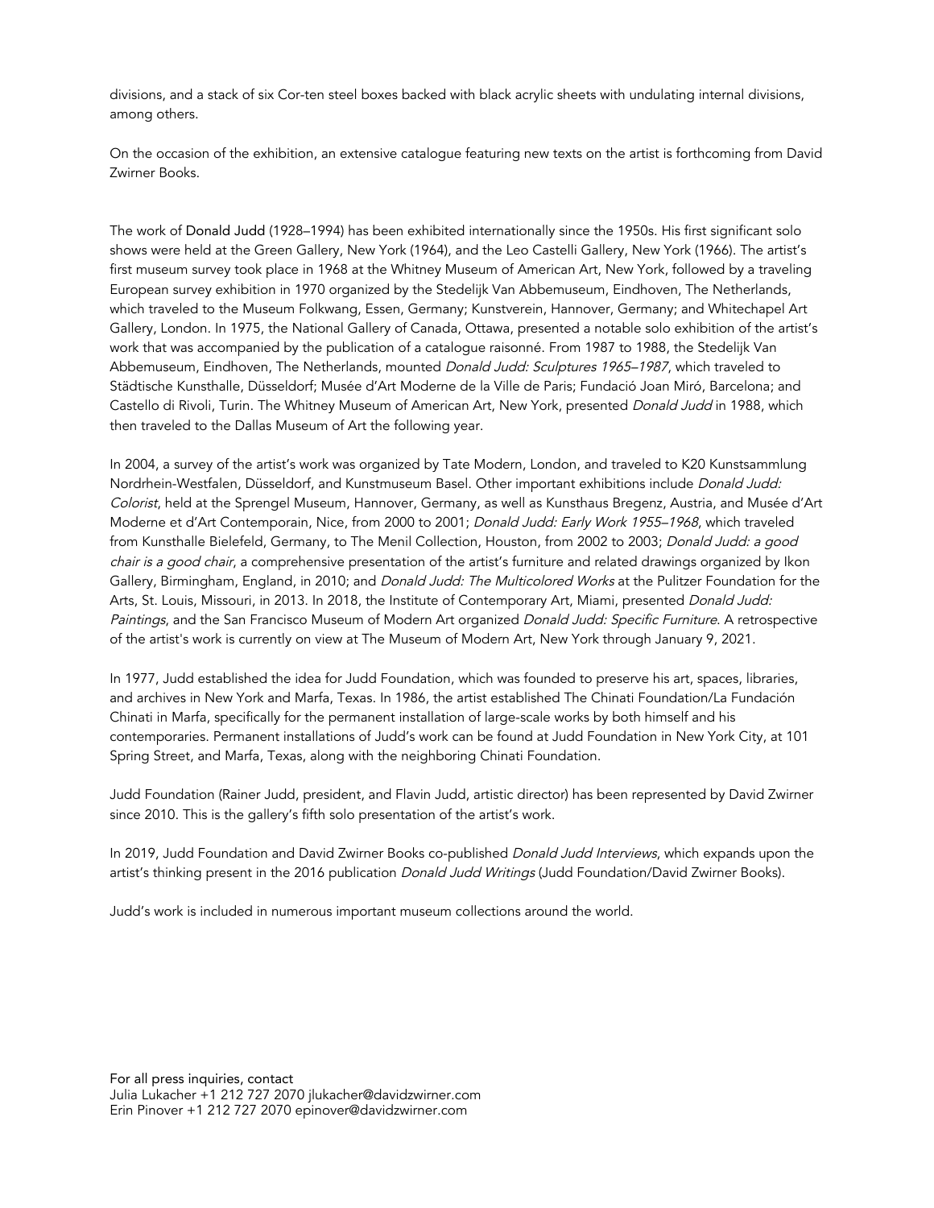divisions, and a stack of six Cor-ten steel boxes backed with black acrylic sheets with undulating internal divisions, among others.

On the occasion of the exhibition, an extensive catalogue featuring new texts on the artist is forthcoming from David Zwirner Books.

The work of Donald Judd (1928–1994) has been exhibited internationally since the 1950s. His first significant solo shows were held at the Green Gallery, New York (1964), and the Leo Castelli Gallery, New York (1966). The artist's first museum survey took place in 1968 at the Whitney Museum of American Art, New York, followed by a traveling European survey exhibition in 1970 organized by the Stedelijk Van Abbemuseum, Eindhoven, The Netherlands, which traveled to the Museum Folkwang, Essen, Germany; Kunstverein, Hannover, Germany; and Whitechapel Art Gallery, London. In 1975, the National Gallery of Canada, Ottawa, presented a notable solo exhibition of the artist's work that was accompanied by the publication of a catalogue raisonné. From 1987 to 1988, the Stedelijk Van Abbemuseum, Eindhoven, The Netherlands, mounted *Donald Judd: Sculptures 1965–1987*, which traveled to Städtische Kunsthalle, Düsseldorf; Musée d'Art Moderne de la Ville de Paris; Fundació Joan Miró, Barcelona; and Castello di Rivoli, Turin. The Whitney Museum of American Art, New York, presented *Donald Judd* in 1988, which then traveled to the Dallas Museum of Art the following year.

In 2004, a survey of the artist's work was organized by Tate Modern, London, and traveled to K20 Kunstsammlung Nordrhein-Westfalen, Düsseldorf, and Kunstmuseum Basel. Other important exhibitions include *Donald Judd: Colorist*, held at the Sprengel Museum, Hannover, Germany, as well as Kunsthaus Bregenz, Austria, and Musée d'Art Moderne et d'Art Contemporain, Nice, from 2000 to 2001; *Donald Judd: Early Work 1955–1968*, which traveled from Kunsthalle Bielefeld, Germany, to The Menil Collection, Houston, from 2002 to 2003; *Donald Judd: a good chair is a good chair*, a comprehensive presentation of the artist's furniture and related drawings organized by Ikon Gallery, Birmingham, England, in 2010; and *Donald Judd: The Multicolored Works* at the Pulitzer Foundation for the Arts, St. Louis, Missouri, in 2013. In 2018, the Institute of Contemporary Art, Miami, presented *Donald Judd: Paintings*, and the San Francisco Museum of Modern Art organized *Donald Judd: Specific Furniture*. A retrospective of the artist's work is currently on view at The Museum of Modern Art, New York through January 9, 2021.

In 1977, Judd established the idea for Judd Foundation, which was founded to preserve his art, spaces, libraries, and archives in New York and Marfa, Texas. In 1986, the artist established The Chinati Foundation/La Fundación Chinati in Marfa, specifically for the permanent installation of large-scale works by both himself and his contemporaries. Permanent installations of Judd's work can be found at Judd Foundation in New York City, at 101 Spring Street, and Marfa, Texas, along with the neighboring Chinati Foundation.

Judd Foundation (Rainer Judd, president, and Flavin Judd, artistic director) has been represented by David Zwirner since 2010. This is the gallery's fifth solo presentation of the artist's work.

In 2019, Judd Foundation and David Zwirner Books co-published *Donald Judd Interviews*, which expands upon the artist's thinking present in the 2016 publication *Donald Judd Writings* (Judd Foundation/David Zwirner Books).

Judd's work is included in numerous important museum collections around the world.

For all press inquiries, contact
Julia Lukacher +1 212 727 2070 jlukacher@davidzwirner.com
Erin Pinover +1 212 727 2070 epinover@davidzwirner.com